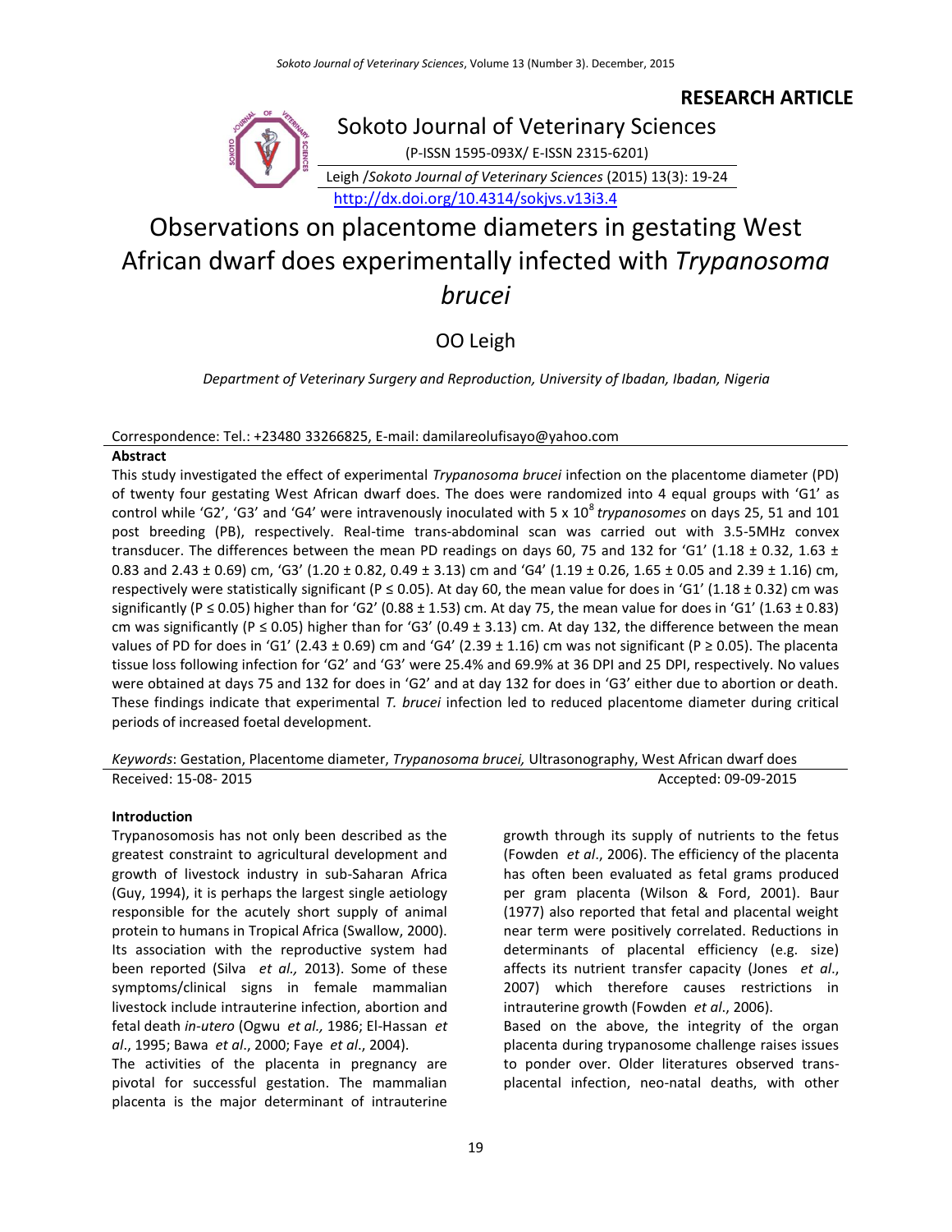## RESEARCH ARTICLE

Sokoto Journal of Veterinary Sciences

(P-ISSN 1595-093X/ E-ISSN 2315-6201)

Leigh /*Sokoto Journal of Veterinary Sciences* (2015) 13(3): 19-24

http://dx.doi.org/10.4314/sokjvs.v13i3.4

# Observations on placentome diameters in gestating West African dwarf does experimentally infected with *Trypanosoma brucei*

OO Leigh

*Department of Veterinary Surgery and Reproduction, University of Ibadan, Ibadan, Nigeria*

Correspondence: Tel.: +23480 33266825, E-mail: damilareolufisayo@yahoo.com

### Abstract

This study investigated the effect of experimental *Trypanosoma brucei* infection on the placentome diameter (PD) of twenty four gestating West African dwarf does. The does were randomized into 4 equal groups with 'G1' as control while 'G2', 'G3' and 'G4' were intravenously inoculated with $5 \times 10^8$ *trypanosomes* on days 25, 51 and 101 post breeding (PB), respectively. Real-time trans-abdominal scan was carried out with 3.5-5MHz convex transducer. The differences between the mean PD readings on days 60, 75 and 132 for 'G1' (1.18 ± 0.32, 1.63 ± 0.83 and 2.43 ± 0.69) cm, 'G3' (1.20 ± 0.82, 0.49 ± 3.13) cm and 'G4' (1.19 ± 0.26, 1.65 ± 0.05 and 2.39 ± 1.16) cm, respectively were statistically significant ($P \leq 0.05$). At day 60, the mean value for does in 'G1' (1.18 ± 0.32) cm was significantly ($P \leq 0.05$) higher than for 'G2' (0.88 ± 1.53) cm. At day 75, the mean value for does in 'G1' (1.63 ± 0.83) cm was significantly ($P \leq 0.05$) higher than for 'G3' (0.49 ± 3.13) cm. At day 132, the difference between the mean values of PD for does in 'G1' (2.43 ± 0.69) cm and 'G4' (2.39 ± 1.16) cm was not significant ($P \geq 0.05$). The placenta tissue loss following infection for 'G2' and 'G3' were 25.4% and 69.9% at 36 DPI and 25 DPI, respectively. No values were obtained at days 75 and 132 for does in 'G2' and at day 132 for does in 'G3' either due to abortion or death. These findings indicate that experimental *T. brucei* infection led to reduced placentome diameter during critical periods of increased foetal development.

*Keywords*: Gestation, Placentome diameter, *Trypanosoma brucei,* Ultrasonography, West African dwarf does

Received: 15-08- 2015 Accepted: 09-09-2015

### Introduction

Trypanosomosis has not only been described as the greatest constraint to agricultural development and growth of livestock industry in sub-Saharan Africa (Guy, 1994), it is perhaps the largest single aetiology responsible for the acutely short supply of animal protein to humans in Tropical Africa (Swallow, 2000). Its association with the reproductive system had been reported (Silva *et al.,* 2013). Some of these symptoms/clinical signs in female mammalian livestock include intrauterine infection, abortion and fetal death *in-utero* (Ogwu *et al.,* 1986; El-Hassan *et al*., 1995; Bawa *et al*., 2000; Faye *et al*., 2004).

The activities of the placenta in pregnancy are pivotal for successful gestation. The mammalian placenta is the major determinant of intrauterine growth through its supply of nutrients to the fetus (Fowden *et al*., 2006). The efficiency of the placenta has often been evaluated as fetal grams produced per gram placenta (Wilson & Ford, 2001). Baur (1977) also reported that fetal and placental weight near term were positively correlated. Reductions in determinants of placental efficiency (e.g. size) affects its nutrient transfer capacity (Jones *et al*., 2007) which therefore causes restrictions in intrauterine growth (Fowden *et al*., 2006).

Based on the above, the integrity of the organ placenta during trypanosome challenge raises issues to ponder over. Older literatures observed trans-placental infection, neo-natal deaths, with other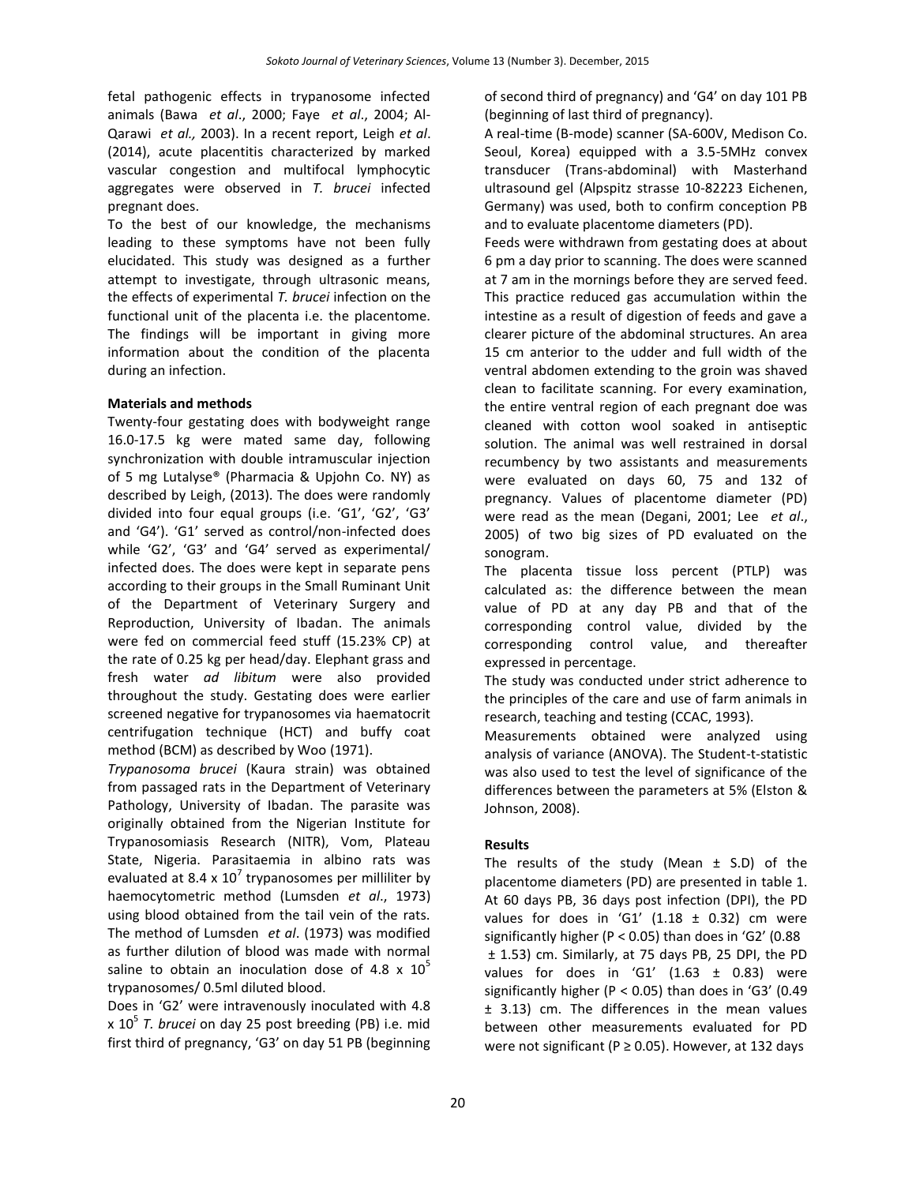fetal pathogenic effects in trypanosome infected animals (Bawa *et al*., 2000; Faye *et al*., 2004; Al-Qarawi *et al.,* 2003). In a recent report, Leigh *et al*. (2014), acute placentitis characterized by marked vascular congestion and multifocal lymphocytic aggregates were observed in *T. brucei* infected pregnant does.

To the best of our knowledge, the mechanisms leading to these symptoms have not been fully elucidated. This study was designed as a further attempt to investigate, through ultrasonic means, the effects of experimental *T. brucei* infection on the functional unit of the placenta i.e. the placentome. The findings will be important in giving more information about the condition of the placenta during an infection.

## Materials and methods

Twenty-four gestating does with bodyweight range 16.0-17.5 kg were mated same day, following synchronization with double intramuscular injection of 5 mg Lutalyse® (Pharmacia & Upjohn Co. NY) as described by Leigh, (2013). The does were randomly divided into four equal groups (i.e. 'G1', 'G2', 'G3' and 'G4'). 'G1' served as control/non-infected does while 'G2', 'G3' and 'G4' served as experimental/ infected does. The does were kept in separate pens according to their groups in the Small Ruminant Unit of the Department of Veterinary Surgery and Reproduction, University of Ibadan. The animals were fed on commercial feed stuff (15.23% CP) at the rate of 0.25 kg per head/day. Elephant grass and fresh water *ad libitum* were also provided throughout the study. Gestating does were earlier screened negative for trypanosomes via haematocrit centrifugation technique (HCT) and buffy coat method (BCM) as described by Woo (1971).

*Trypanosoma brucei* (Kaura strain) was obtained from passaged rats in the Department of Veterinary Pathology, University of Ibadan. The parasite was originally obtained from the Nigerian Institute for Trypanosomiasis Research (NITR), Vom, Plateau State, Nigeria. Parasitaemia in albino rats was evaluated at $8.4 \times 10^7$ trypanosomes per milliliter by haemocytometric method (Lumsden *et al*., 1973) using blood obtained from the tail vein of the rats. The method of Lumsden *et al*. (1973) was modified as further dilution of blood was made with normal saline to obtain an inoculation dose of $4.8 \times 10^5$ trypanosomes/ 0.5ml diluted blood.

Does in 'G2' were intravenously inoculated with $4.8 \times 10^5$ *T. brucei* on day 25 post breeding (PB) i.e. mid first third of pregnancy, 'G3' on day 51 PB (beginning of second third of pregnancy) and 'G4' on day 101 PB (beginning of last third of pregnancy).

A real-time (B-mode) scanner (SA-600V, Medison Co. Seoul, Korea) equipped with a 3.5-5MHz convex transducer (Trans-abdominal) with Masterhand ultrasound gel (Alpspitz strasse 10-82223 Eichenen, Germany) was used, both to confirm conception PB and to evaluate placentome diameters (PD).

Feeds were withdrawn from gestating does at about 6 pm a day prior to scanning. The does were scanned at 7 am in the mornings before they are served feed. This practice reduced gas accumulation within the intestine as a result of digestion of feeds and gave a clearer picture of the abdominal structures. An area 15 cm anterior to the udder and full width of the ventral abdomen extending to the groin was shaved clean to facilitate scanning. For every examination, the entire ventral region of each pregnant doe was cleaned with cotton wool soaked in antiseptic solution. The animal was well restrained in dorsal recumbency by two assistants and measurements were evaluated on days 60, 75 and 132 of pregnancy. Values of placentome diameter (PD) were read as the mean (Degani, 2001; Lee *et al*., 2005) of two big sizes of PD evaluated on the sonogram.

The placenta tissue loss percent (PTLP) was calculated as: the difference between the mean value of PD at any day PB and that of the corresponding control value, divided by the corresponding control value, and thereafter expressed in percentage.

The study was conducted under strict adherence to the principles of the care and use of farm animals in research, teaching and testing (CCAC, 1993).

Measurements obtained were analyzed using analysis of variance (ANOVA). The Student-t-statistic was also used to test the level of significance of the differences between the parameters at 5% (Elston & Johnson, 2008).

## Results

The results of the study (Mean ± S.D) of the placentome diameters (PD) are presented in table 1. At 60 days PB, 36 days post infection (DPI), the PD values for does in 'G1' (1.18 ± 0.32) cm were significantly higher ($P < 0.05$) than does in 'G2' (0.88 ± 1.53) cm. Similarly, at 75 days PB, 25 DPI, the PD values for does in 'G1' (1.63 ± 0.83) were significantly higher ($P < 0.05$) than does in 'G3' (0.49 ± 3.13) cm. The differences in the mean values between other measurements evaluated for PD were not significant ($P \geq 0.05$). However, at 132 days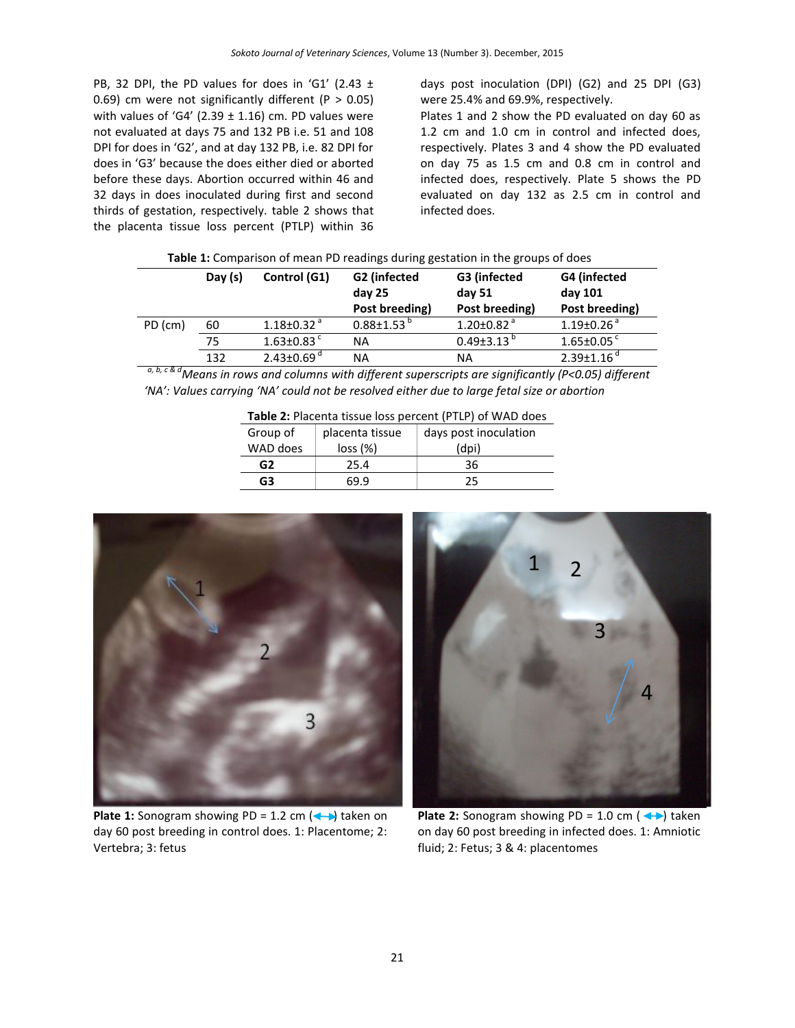PB, 32 DPI, the PD values for does in 'G1' (2.43 ± 0.69) cm were not significantly different (P > 0.05) with values of 'G4' (2.39 ± 1.16) cm. PD values were not evaluated at days 75 and 132 PB i.e. 51 and 108 DPI for does in 'G2', and at day 132 PB, i.e. 82 DPI for does in 'G3' because the does either died or aborted before these days. Abortion occurred within 46 and 32 days in does inoculated during first and second thirds of gestation, respectively. table 2 shows that the placenta tissue loss percent (PTLP) within 36 days post inoculation (DPI) (G2) and 25 DPI (G3) were 25.4% and 69.9%, respectively.

Plates 1 and 2 show the PD evaluated on day 60 as 1.2 cm and 1.0 cm in control and infected does, respectively. Plates 3 and 4 show the PD evaluated on day 75 as 1.5 cm and 0.8 cm in control and infected does, respectively. Plate 5 shows the PD evaluated on day 132 as 2.5 cm in control and infected does.

**Table 1:** Comparison of mean PD readings during gestation in the groups of does

| | Day (s) | Control (G1) | G2 (infected day 25 Post breeding) | G3 (infected day 51 Post breeding) | G4 (infected day 101 Post breeding) |
|---|---|---|---|---|---|
| PD (cm) | 60 | 1.18±0.32 [a] | 0.88±1.53 [b] | 1.20±0.82 [a] | 1.19±0.26 [a] |
| | 75 | 1.63±0.83 [c] | NA | 0.49±3.13 [b] | 1.65±0.05 [c] |
| | 132 | 2.43±0.69 [d] | NA | NA | 2.39±1.16 [d] |

*[a, b, c & d] Means in rows and columns with different superscripts are significantly (P<0.05) different*
*'NA': Values carrying 'NA' could not be resolved either due to large fetal size or abortion*

**Table 2:** Placenta tissue loss percent (PTLP) of WAD does

| Group of WAD does | placenta tissue loss (%) | days post inoculation (dpi) |
|---|---|---|
| **G2** | 25.4 | 36 |
| **G3** | 69.9 | 25 |

**Plate 1:** Sonogram showing PD = 1.2 cm (↔) taken on day 60 post breeding in control does. 1: Placentome; 2: Vertebra; 3: fetus

**Plate 2:** Sonogram showing PD = 1.0 cm (↔) taken on day 60 post breeding in infected does. 1: Amniotic fluid; 2: Fetus; 3 & 4: placentomes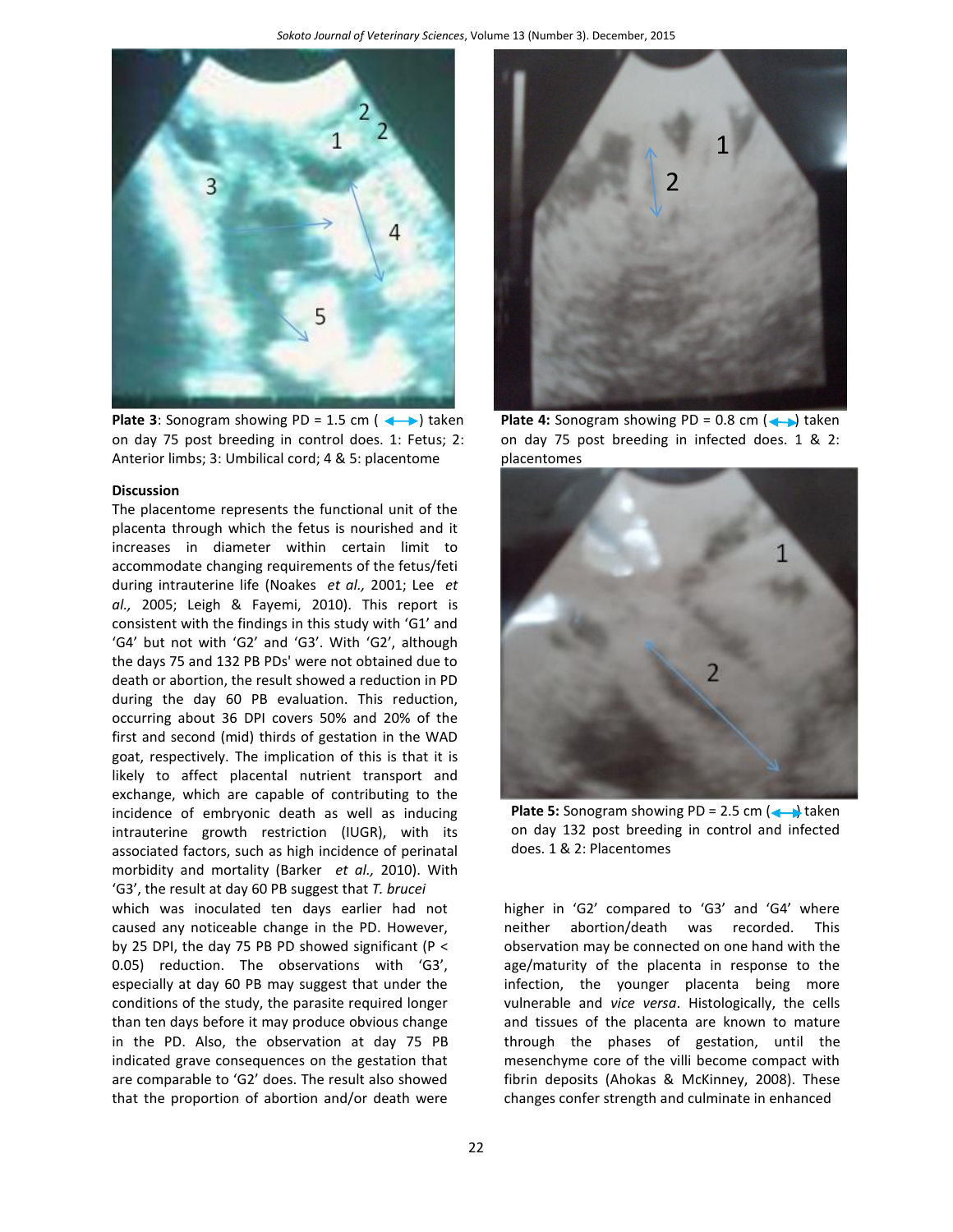**Plate 3**: Sonogram showing PD = 1.5 cm (↔) taken on day 75 post breeding in control does. 1: Fetus; 2: Anterior limbs; 3: Umbilical cord; 4 & 5: placentome

**Plate 4:** Sonogram showing PD = 0.8 cm (↔) taken on day 75 post breeding in infected does. 1 & 2: placentomes

**Plate 5:** Sonogram showing PD = 2.5 cm (↔) taken on day 132 post breeding in control and infected does. 1 & 2: Placentomes

## Discussion

The placentome represents the functional unit of the placenta through which the fetus is nourished and it increases in diameter within certain limit to accommodate changing requirements of the fetus/feti during intrauterine life (Noakes *et al.,* 2001; Lee *et al.,* 2005; Leigh & Fayemi, 2010). This report is consistent with the findings in this study with 'G1' and 'G4' but not with 'G2' and 'G3'. With 'G2', although the days 75 and 132 PB PDs' were not obtained due to death or abortion, the result showed a reduction in PD during the day 60 PB evaluation. This reduction, occurring about 36 DPI covers 50% and 20% of the first and second (mid) thirds of gestation in the WAD goat, respectively. The implication of this is that it is likely to affect placental nutrient transport and exchange, which are capable of contributing to the incidence of embryonic death as well as inducing intrauterine growth restriction (IUGR), with its associated factors, such as high incidence of perinatal morbidity and mortality (Barker *et al.,* 2010). With 'G3', the result at day 60 PB suggest that *T. brucei* which was inoculated ten days earlier had not caused any noticeable change in the PD. However, by 25 DPI, the day 75 PB PD showed significant ($P < 0.05$) reduction. The observations with 'G3', especially at day 60 PB may suggest that under the conditions of the study, the parasite required longer than ten days before it may produce obvious change in the PD. Also, the observation at day 75 PB indicated grave consequences on the gestation that are comparable to 'G2' does. The result also showed that the proportion of abortion and/or death were higher in 'G2' compared to 'G3' and 'G4' where neither abortion/death was recorded. This observation may be connected on one hand with the age/maturity of the placenta in response to the infection, the younger placenta being more vulnerable and *vice versa*. Histologically, the cells and tissues of the placenta are known to mature through the phases of gestation, until the mesenchyme core of the villi become compact with fibrin deposits (Ahokas & McKinney, 2008). These changes confer strength and culminate in enhanced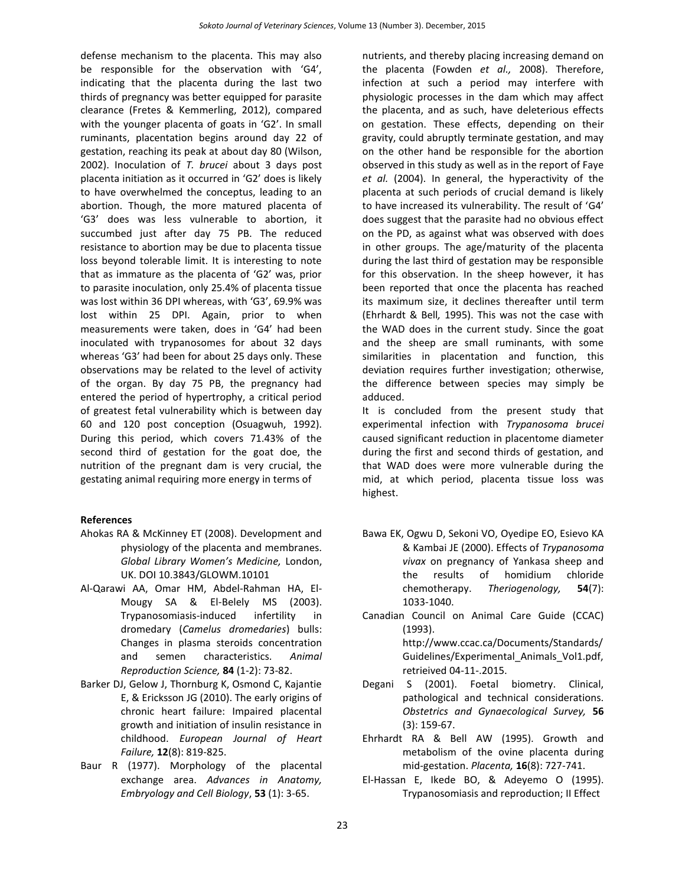defense mechanism to the placenta. This may also be responsible for the observation with 'G4', indicating that the placenta during the last two thirds of pregnancy was better equipped for parasite clearance (Fretes & Kemmerling, 2012), compared with the younger placenta of goats in 'G2'. In small ruminants, placentation begins around day 22 of gestation, reaching its peak at about day 80 (Wilson, 2002). Inoculation of *T. brucei* about 3 days post placenta initiation as it occurred in 'G2' does is likely to have overwhelmed the conceptus, leading to an abortion. Though, the more matured placenta of 'G3' does was less vulnerable to abortion, it succumbed just after day 75 PB. The reduced resistance to abortion may be due to placenta tissue loss beyond tolerable limit. It is interesting to note that as immature as the placenta of 'G2' was, prior to parasite inoculation, only 25.4% of placenta tissue was lost within 36 DPI whereas, with 'G3', 69.9% was lost within 25 DPI. Again, prior to when measurements were taken, does in 'G4' had been inoculated with trypanosomes for about 32 days whereas 'G3' had been for about 25 days only. These observations may be related to the level of activity of the organ. By day 75 PB, the pregnancy had entered the period of hypertrophy, a critical period of greatest fetal vulnerability which is between day 60 and 120 post conception (Osuagwuh, 1992). During this period, which covers 71.43% of the second third of gestation for the goat doe, the nutrition of the pregnant dam is very crucial, the gestating animal requiring more energy in terms of nutrients, and thereby placing increasing demand on the placenta (Fowden *et al.,* 2008). Therefore, infection at such a period may interfere with physiologic processes in the dam which may affect the placenta, and as such, have deleterious effects on gestation. These effects, depending on their gravity, could abruptly terminate gestation, and may on the other hand be responsible for the abortion observed in this study as well as in the report of Faye *et al.* (2004). In general, the hyperactivity of the placenta at such periods of crucial demand is likely to have increased its vulnerability. The result of 'G4' does suggest that the parasite had no obvious effect on the PD, as against what was observed with does in other groups. The age/maturity of the placenta during the last third of gestation may be responsible for this observation. In the sheep however, it has been reported that once the placenta has reached its maximum size, it declines thereafter until term (Ehrhardt & Bell*,* 1995). This was not the case with the WAD does in the current study. Since the goat and the sheep are small ruminants, with some similarities in placentation and function, this deviation requires further investigation; otherwise, the difference between species may simply be adduced.

It is concluded from the present study that experimental infection with *Trypanosoma brucei* caused significant reduction in placentome diameter during the first and second thirds of gestation, and that WAD does were more vulnerable during the mid, at which period, placenta tissue loss was highest.

## References

Ahokas RA & McKinney ET (2008). Development and physiology of the placenta and membranes. *Global Library Women's Medicine,* London, UK. DOI 10.3843/GLOWM.10101

Al-Qarawi AA, Omar HM, Abdel-Rahman HA, El-Mougy SA & El-Belely MS (2003). Trypanosomiasis-induced infertility in dromedary (*Camelus dromedaries*) bulls: Changes in plasma steroids concentration and semen characteristics. *Animal Reproduction Science,* **84** (1-2): 73-82.

Barker DJ, Gelow J, Thornburg K, Osmond C, Kajantie E, & Ericksson JG (2010). The early origins of chronic heart failure: Impaired placental growth and initiation of insulin resistance in childhood. *European Journal of Heart Failure,* **12**(8): 819-825.

Baur R (1977). Morphology of the placental exchange area. *Advances in Anatomy, Embryology and Cell Biology*, **53** (1): 3-65.

Bawa EK, Ogwu D, Sekoni VO, Oyedipe EO, Esievo KA & Kambai JE (2000). Effects of *Trypanosoma vivax* on pregnancy of Yankasa sheep and the results of homidium chloride chemotherapy. *Theriogenology,* **54**(7): 1033-1040.

Canadian Council on Animal Care Guide (CCAC) (1993). http://www.ccac.ca/Documents/Standards/Guidelines/Experimental_Animals_Vol1.pdf, retrieived 04-11-.2015.

Degani S (2001). Foetal biometry. Clinical, pathological and technical considerations. *Obstetrics and Gynaecological Survey,* **56** (3): 159-67.

Ehrhardt RA & Bell AW (1995). Growth and metabolism of the ovine placenta during mid-gestation. *Placenta,* **16**(8): 727-741.

El-Hassan E, Ikede BO, & Adeyemo O (1995). Trypanosomiasis and reproduction; II Effect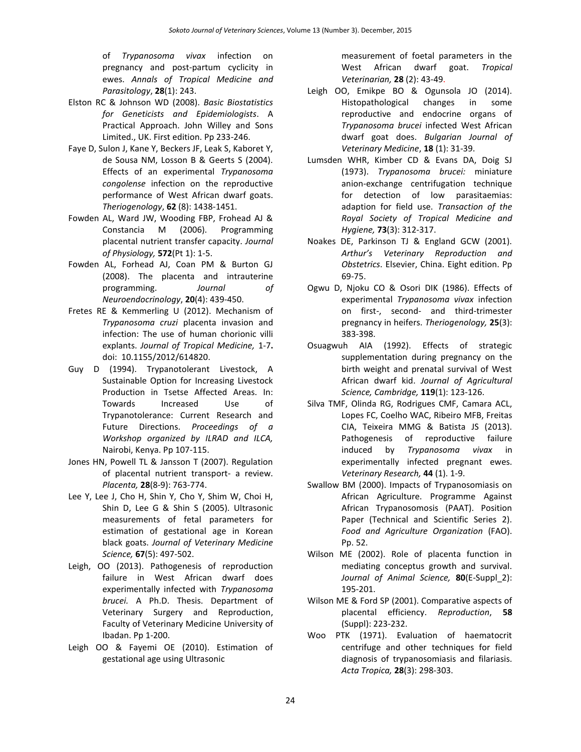of *Trypanosoma vivax* infection on pregnancy and post-partum cyclicity in ewes. *Annals of Tropical Medicine and Parasitology*, **28**(1): 243.

Elston RC & Johnson WD (2008). *Basic Biostatistics for Geneticists and Epidemiologists*. A Practical Approach. John Willey and Sons Limited., UK. First edition. Pp 233-246.

Faye D, Sulon J, Kane Y, Beckers JF, Leak S, Kaboret Y, de Sousa NM, Losson B & Geerts S (2004). Effects of an experimental *Trypanosoma congolense* infection on the reproductive performance of West African dwarf goats. *Theriogenology*, **62** (8): 1438-1451.

Fowden AL, Ward JW, Wooding FBP, Frohead AJ & Constancia M (2006). Programming placental nutrient transfer capacity. *Journal of Physiology,* **572**(Pt 1): 1-5.

Fowden AL, Forhead AJ, Coan PM & Burton GJ (2008). The placenta and intrauterine programming. *Journal of Neuroendocrinology*, **20**(4): 439-450.

Fretes RE & Kemmerling U (2012). Mechanism of *Trypanosoma cruzi* placenta invasion and infection: The use of human chorionic villi explants. *Journal of Tropical Medicine,* 1-7**.** doi: 10.1155/2012/614820.

Guy D (1994). Trypanotolerant Livestock, A Sustainable Option for Increasing Livestock Production in Tsetse Affected Areas. In: Towards Increased Use of Trypanotolerance: Current Research and Future Directions. *Proceedings of a Workshop organized by ILRAD and ILCA,* Nairobi, Kenya. Pp 107-115.

Jones HN, Powell TL & Jansson T (2007). Regulation of placental nutrient transport- a review. *Placenta,* **28**(8-9): 763-774.

Lee Y, Lee J, Cho H, Shin Y, Cho Y, Shim W, Choi H, Shin D, Lee G & Shin S (2005). Ultrasonic measurements of fetal parameters for estimation of gestational age in Korean black goats. *Journal of Veterinary Medicine Science,* **67**(5): 497-502.

Leigh, OO (2013). Pathogenesis of reproduction failure in West African dwarf does experimentally infected with *Trypanosoma brucei.* A Ph.D. Thesis. Department of Veterinary Surgery and Reproduction, Faculty of Veterinary Medicine University of Ibadan. Pp 1-200.

Leigh OO & Fayemi OE (2010). Estimation of gestational age using Ultrasonic measurement of foetal parameters in the West African dwarf goat. *Tropical Veterinarian,* **28** (2): 43-49.

Leigh OO, Emikpe BO & Ogunsola JO (2014). Histopathological changes in some reproductive and endocrine organs of *Trypanosoma brucei* infected West African dwarf goat does. *Bulgarian Journal of Veterinary Medicine*, **18** (1): 31-39.

Lumsden WHR, Kimber CD & Evans DA, Doig SJ (1973). *Trypanosoma brucei:* miniature anion-exchange centrifugation technique for detection of low parasitaemias: adaption for field use. *Transaction of the Royal Society of Tropical Medicine and Hygiene,* **73**(3): 312-317.

Noakes DE, Parkinson TJ & England GCW (2001). *Arthur's Veterinary Reproduction and Obstetrics*. Elsevier, China. Eight edition. Pp 69-75.

Ogwu D, Njoku CO & Osori DIK (1986). Effects of experimental *Trypanosoma vivax* infection on first-, second- and third-trimester pregnancy in heifers. *Theriogenology,* **25**(3): 383-398.

Osuagwuh AIA (1992). Effects of strategic supplementation during pregnancy on the birth weight and prenatal survival of West African dwarf kid. *Journal of Agricultural Science, Cambridge,* **119**(1): 123-126.

Silva TMF, Olinda RG, Rodrigues CMF, Camara ACL, Lopes FC, Coelho WAC, Ribeiro MFB, Freitas CIA, Teixeira MMG & Batista JS (2013). Pathogenesis of reproductive failure induced by *Trypanosoma vivax* in experimentally infected pregnant ewes. *Veterinary Research,* **44** (1). 1-9.

Swallow BM (2000). Impacts of Trypanosomiasis on African Agriculture. Programme Against African Trypanosomosis (PAAT). Position Paper (Technical and Scientific Series 2). *Food and Agriculture Organization* (FAO). Pp. 52.

Wilson ME (2002). Role of placenta function in mediating conceptus growth and survival. *Journal of Animal Science,* **80**(E-Suppl_2): 195-201.

Wilson ME & Ford SP (2001). Comparative aspects of placental efficiency. *Reproduction*, **58** (Suppl): 223-232.

Woo PTK (1971). Evaluation of haematocrit centrifuge and other techniques for field diagnosis of trypanosomiasis and filariasis. *Acta Tropica,* **28**(3): 298-303.